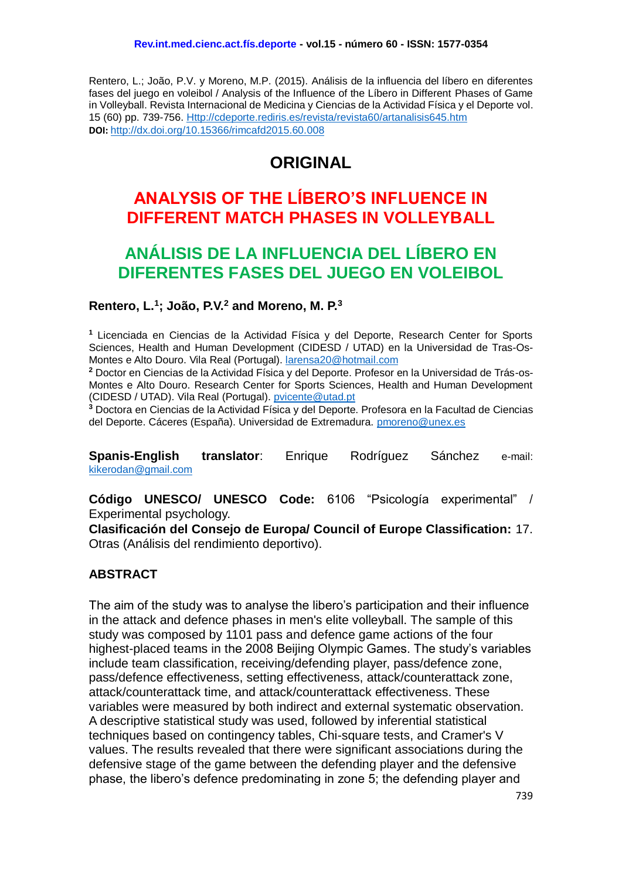Rentero, L.; João, P.V. y Moreno, M.P. (2015). Análisis de la influencia del líbero en diferentes fases del juego en voleibol / Analysis of the Influence of the Líbero in Different Phases of Game in Volleyball. Revista Internacional de Medicina y Ciencias de la Actividad Física y el Deporte vol. 15 (60) pp. 739-756. Http://cdeporte.rediris.es/revista/revista60/artanalisis645.htm
**DOI:** http://dx.doi.org/10.15366/rimcafd2015.60.008

# ORIGINAL

# ANALYSIS OF THE LÍBERO'S INFLUENCE IN DIFFERENT MATCH PHASES IN VOLLEYBALL

# ANÁLISIS DE LA INFLUENCIA DEL LÍBERO EN DIFERENTES FASES DEL JUEGO EN VOLEIBOL

**Rentero, L.[1]; João, P.V.[2] and Moreno, M. P.[3]**

[1] Licenciada en Ciencias de la Actividad Física y del Deporte, Research Center for Sports Sciences, Health and Human Development (CIDESD / UTAD) en la Universidad de Tras-Os-Montes e Alto Douro. Vila Real (Portugal). larensa20@hotmail.com

[2] Doctor en Ciencias de la Actividad Física y del Deporte. Profesor en la Universidad de Trás-os-Montes e Alto Douro. Research Center for Sports Sciences, Health and Human Development (CIDESD / UTAD). Vila Real (Portugal). pvicente@utad.pt

[3] Doctora en Ciencias de la Actividad Física y del Deporte. Profesora en la Facultad de Ciencias del Deporte. Cáceres (España). Universidad de Extremadura. pmoreno@unex.es

**Spanis-English translator**: Enrique Rodríguez Sánchez e-mail: kikerodan@gmail.com

**Código UNESCO/ UNESCO Code:** 6106 "Psicología experimental" / Experimental psychology.
**Clasificación del Consejo de Europa/ Council of Europe Classification:** 17. Otras (Análisis del rendimiento deportivo).

## ABSTRACT

The aim of the study was to analyse the libero's participation and their influence in the attack and defence phases in men's elite volleyball. The sample of this study was composed by 1101 pass and defence game actions of the four highest-placed teams in the 2008 Beijing Olympic Games. The study's variables include team classification, receiving/defending player, pass/defence zone, pass/defence effectiveness, setting effectiveness, attack/counterattack zone, attack/counterattack time, and attack/counterattack effectiveness. These variables were measured by both indirect and external systematic observation. A descriptive statistical study was used, followed by inferential statistical techniques based on contingency tables, Chi-square tests, and Cramer's V values. The results revealed that there were significant associations during the defensive stage of the game between the defending player and the defensive phase, the libero's defence predominating in zone 5; the defending player and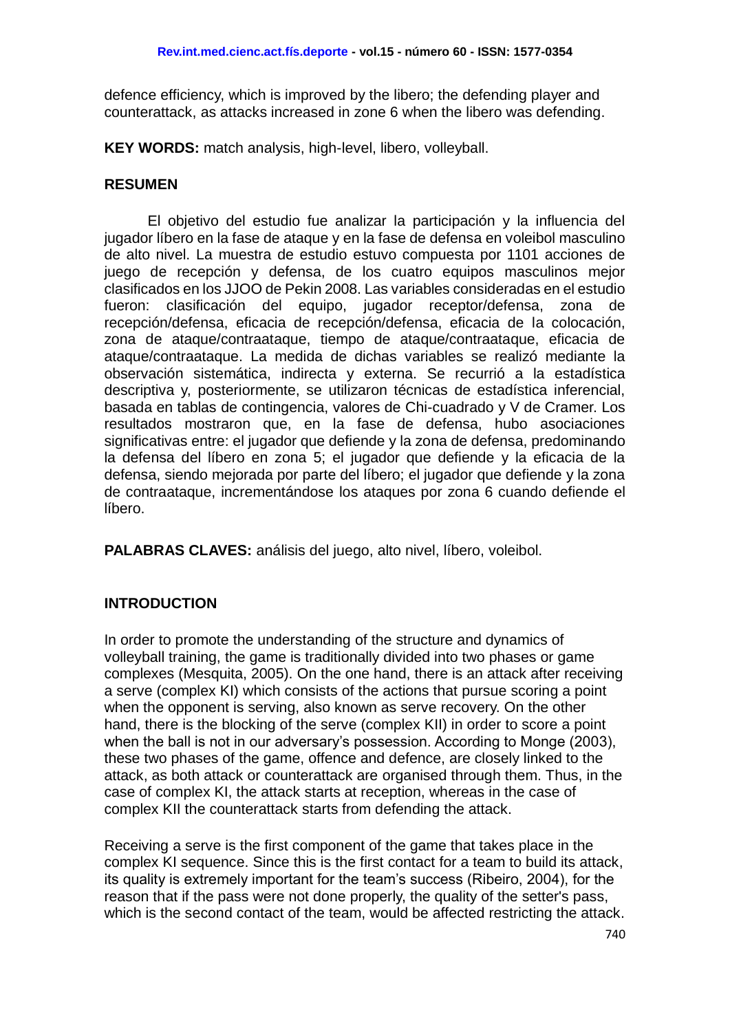defence efficiency, which is improved by the libero; the defending player and counterattack, as attacks increased in zone 6 when the libero was defending.

**KEY WORDS:** match analysis, high-level, libero, volleyball.

## RESUMEN

El objetivo del estudio fue analizar la participación y la influencia del jugador líbero en la fase de ataque y en la fase de defensa en voleibol masculino de alto nivel. La muestra de estudio estuvo compuesta por 1101 acciones de juego de recepción y defensa, de los cuatro equipos masculinos mejor clasificados en los JJOO de Pekin 2008. Las variables consideradas en el estudio fueron: clasificación del equipo, jugador receptor/defensa, zona de recepción/defensa, eficacia de recepción/defensa, eficacia de la colocación, zona de ataque/contraataque, tiempo de ataque/contraataque, eficacia de ataque/contraataque. La medida de dichas variables se realizó mediante la observación sistemática, indirecta y externa. Se recurrió a la estadística descriptiva y, posteriormente, se utilizaron técnicas de estadística inferencial, basada en tablas de contingencia, valores de Chi-cuadrado y V de Cramer. Los resultados mostraron que, en la fase de defensa, hubo asociaciones significativas entre: el jugador que defiende y la zona de defensa, predominando la defensa del líbero en zona 5; el jugador que defiende y la eficacia de la defensa, siendo mejorada por parte del líbero; el jugador que defiende y la zona de contraataque, incrementándose los ataques por zona 6 cuando defiende el líbero.

**PALABRAS CLAVES:** análisis del juego, alto nivel, líbero, voleibol.

## INTRODUCTION

In order to promote the understanding of the structure and dynamics of volleyball training, the game is traditionally divided into two phases or game complexes (Mesquita, 2005). On the one hand, there is an attack after receiving a serve (complex KI) which consists of the actions that pursue scoring a point when the opponent is serving, also known as serve recovery. On the other hand, there is the blocking of the serve (complex KII) in order to score a point when the ball is not in our adversary's possession. According to Monge (2003), these two phases of the game, offence and defence, are closely linked to the attack, as both attack or counterattack are organised through them. Thus, in the case of complex KI, the attack starts at reception, whereas in the case of complex KII the counterattack starts from defending the attack.

Receiving a serve is the first component of the game that takes place in the complex KI sequence. Since this is the first contact for a team to build its attack, its quality is extremely important for the team's success (Ribeiro, 2004), for the reason that if the pass were not done properly, the quality of the setter's pass, which is the second contact of the team, would be affected restricting the attack.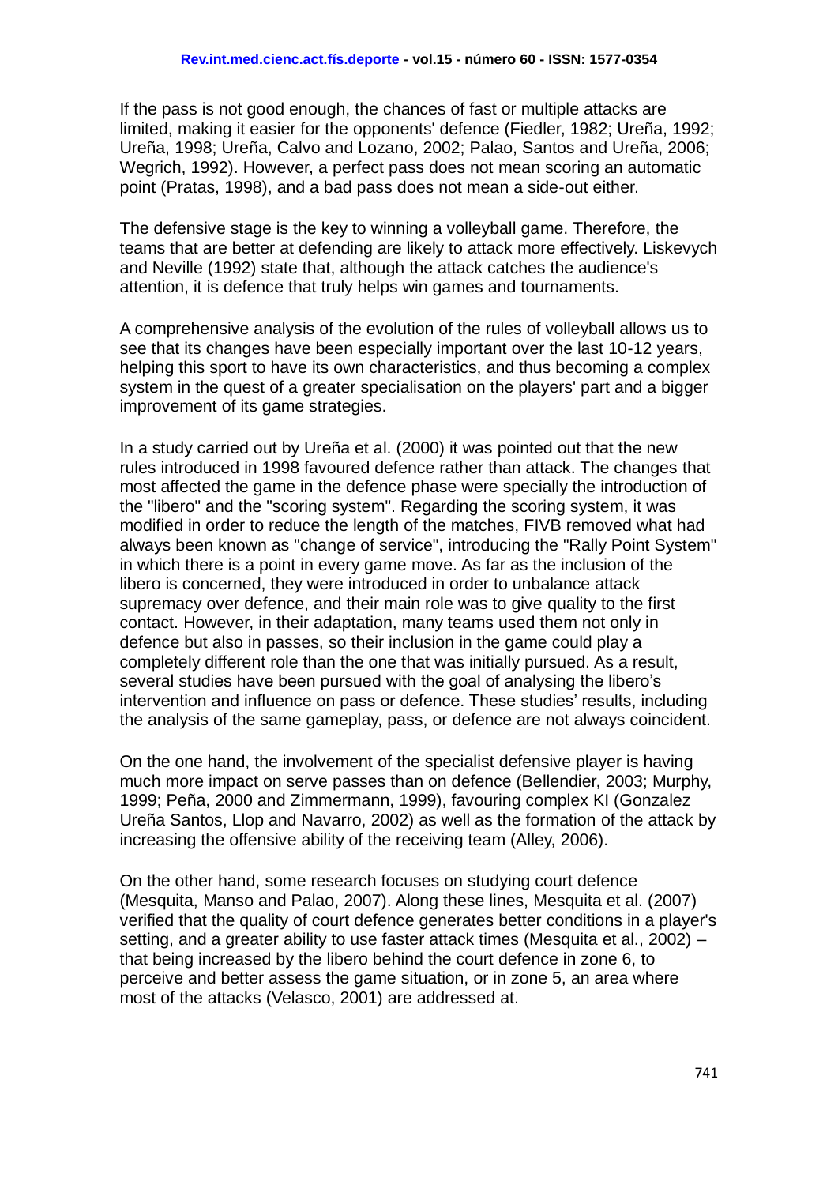If the pass is not good enough, the chances of fast or multiple attacks are limited, making it easier for the opponents' defence (Fiedler, 1982; Ureña, 1992; Ureña, 1998; Ureña, Calvo and Lozano, 2002; Palao, Santos and Ureña, 2006; Wegrich, 1992). However, a perfect pass does not mean scoring an automatic point (Pratas, 1998), and a bad pass does not mean a side-out either.

The defensive stage is the key to winning a volleyball game. Therefore, the teams that are better at defending are likely to attack more effectively. Liskevych and Neville (1992) state that, although the attack catches the audience's attention, it is defence that truly helps win games and tournaments.

A comprehensive analysis of the evolution of the rules of volleyball allows us to see that its changes have been especially important over the last 10-12 years, helping this sport to have its own characteristics, and thus becoming a complex system in the quest of a greater specialisation on the players' part and a bigger improvement of its game strategies.

In a study carried out by Ureña et al. (2000) it was pointed out that the new rules introduced in 1998 favoured defence rather than attack. The changes that most affected the game in the defence phase were specially the introduction of the "libero" and the "scoring system". Regarding the scoring system, it was modified in order to reduce the length of the matches, FIVB removed what had always been known as "change of service", introducing the "Rally Point System" in which there is a point in every game move. As far as the inclusion of the libero is concerned, they were introduced in order to unbalance attack supremacy over defence, and their main role was to give quality to the first contact. However, in their adaptation, many teams used them not only in defence but also in passes, so their inclusion in the game could play a completely different role than the one that was initially pursued. As a result, several studies have been pursued with the goal of analysing the libero's intervention and influence on pass or defence. These studies' results, including the analysis of the same gameplay, pass, or defence are not always coincident.

On the one hand, the involvement of the specialist defensive player is having much more impact on serve passes than on defence (Bellendier, 2003; Murphy, 1999; Peña, 2000 and Zimmermann, 1999), favouring complex KI (Gonzalez Ureña Santos, Llop and Navarro, 2002) as well as the formation of the attack by increasing the offensive ability of the receiving team (Alley, 2006).

On the other hand, some research focuses on studying court defence (Mesquita, Manso and Palao, 2007). Along these lines, Mesquita et al. (2007) verified that the quality of court defence generates better conditions in a player's setting, and a greater ability to use faster attack times (Mesquita et al., 2002) – that being increased by the libero behind the court defence in zone 6, to perceive and better assess the game situation, or in zone 5, an area where most of the attacks (Velasco, 2001) are addressed at.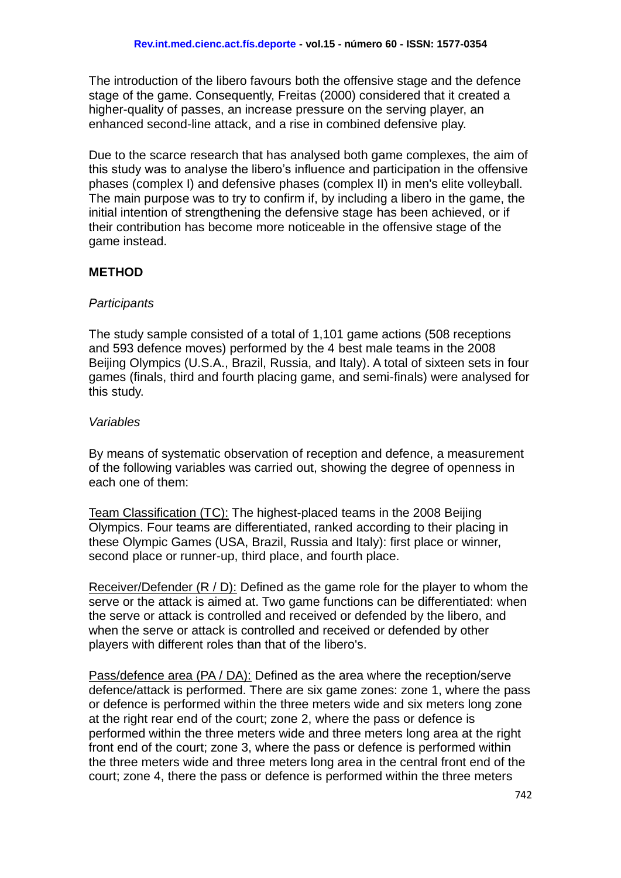The introduction of the libero favours both the offensive stage and the defence stage of the game. Consequently, Freitas (2000) considered that it created a higher-quality of passes, an increase pressure on the serving player, an enhanced second-line attack, and a rise in combined defensive play.

Due to the scarce research that has analysed both game complexes, the aim of this study was to analyse the libero's influence and participation in the offensive phases (complex I) and defensive phases (complex II) in men's elite volleyball. The main purpose was to try to confirm if, by including a libero in the game, the initial intention of strengthening the defensive stage has been achieved, or if their contribution has become more noticeable in the offensive stage of the game instead.

## METHOD

### *Participants*

The study sample consisted of a total of 1,101 game actions (508 receptions and 593 defence moves) performed by the 4 best male teams in the 2008 Beijing Olympics (U.S.A., Brazil, Russia, and Italy). A total of sixteen sets in four games (finals, third and fourth placing game, and semi-finals) were analysed for this study.

### *Variables*

By means of systematic observation of reception and defence, a measurement of the following variables was carried out, showing the degree of openness in each one of them:

<u>Team Classification (TC):</u> The highest-placed teams in the 2008 Beijing Olympics. Four teams are differentiated, ranked according to their placing in these Olympic Games (USA, Brazil, Russia and Italy): first place or winner, second place or runner-up, third place, and fourth place.

<u>Receiver/Defender (R / D):</u> Defined as the game role for the player to whom the serve or the attack is aimed at. Two game functions can be differentiated: when the serve or attack is controlled and received or defended by the libero, and when the serve or attack is controlled and received or defended by other players with different roles than that of the libero's.

<u>Pass/defence area (PA / DA):</u> Defined as the area where the reception/serve defence/attack is performed. There are six game zones: zone 1, where the pass or defence is performed within the three meters wide and six meters long zone at the right rear end of the court; zone 2, where the pass or defence is performed within the three meters wide and three meters long area at the right front end of the court; zone 3, where the pass or defence is performed within the three meters wide and three meters long area in the central front end of the court; zone 4, there the pass or defence is performed within the three meters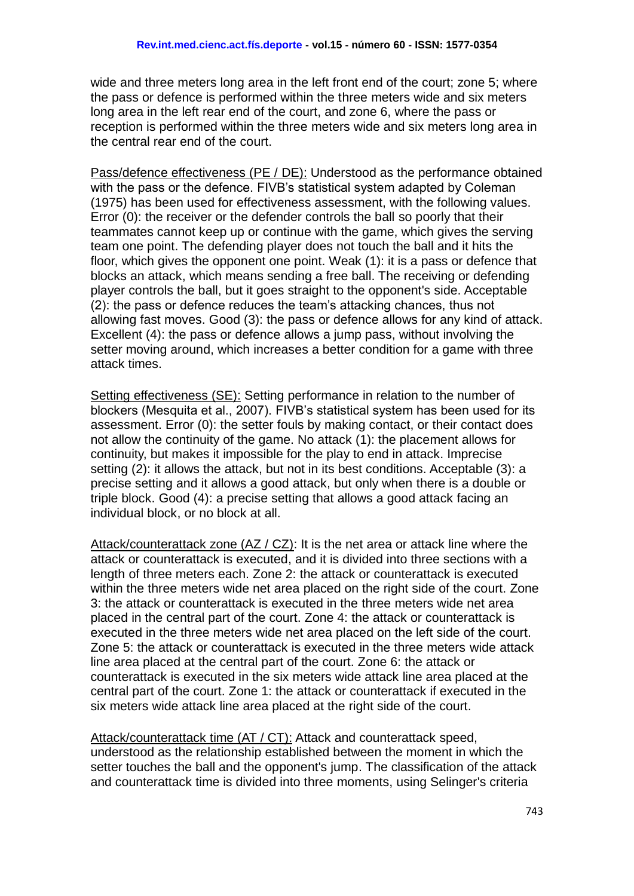wide and three meters long area in the left front end of the court; zone 5; where the pass or defence is performed within the three meters wide and six meters long area in the left rear end of the court, and zone 6, where the pass or reception is performed within the three meters wide and six meters long area in the central rear end of the court.

Pass/defence effectiveness (PE / DE): Understood as the performance obtained with the pass or the defence. FIVB's statistical system adapted by Coleman (1975) has been used for effectiveness assessment, with the following values. Error (0): the receiver or the defender controls the ball so poorly that their teammates cannot keep up or continue with the game, which gives the serving team one point. The defending player does not touch the ball and it hits the floor, which gives the opponent one point. Weak (1): it is a pass or defence that blocks an attack, which means sending a free ball. The receiving or defending player controls the ball, but it goes straight to the opponent's side. Acceptable (2): the pass or defence reduces the team's attacking chances, thus not allowing fast moves. Good (3): the pass or defence allows for any kind of attack. Excellent (4): the pass or defence allows a jump pass, without involving the setter moving around, which increases a better condition for a game with three attack times.

Setting effectiveness (SE): Setting performance in relation to the number of blockers (Mesquita et al., 2007). FIVB's statistical system has been used for its assessment. Error (0): the setter fouls by making contact, or their contact does not allow the continuity of the game. No attack (1): the placement allows for continuity, but makes it impossible for the play to end in attack. Imprecise setting (2): it allows the attack, but not in its best conditions. Acceptable (3): a precise setting and it allows a good attack, but only when there is a double or triple block. Good (4): a precise setting that allows a good attack facing an individual block, or no block at all.

Attack/counterattack zone (AZ / CZ): It is the net area or attack line where the attack or counterattack is executed, and it is divided into three sections with a length of three meters each. Zone 2: the attack or counterattack is executed within the three meters wide net area placed on the right side of the court. Zone 3: the attack or counterattack is executed in the three meters wide net area placed in the central part of the court. Zone 4: the attack or counterattack is executed in the three meters wide net area placed on the left side of the court. Zone 5: the attack or counterattack is executed in the three meters wide attack line area placed at the central part of the court. Zone 6: the attack or counterattack is executed in the six meters wide attack line area placed at the central part of the court. Zone 1: the attack or counterattack if executed in the six meters wide attack line area placed at the right side of the court.

Attack/counterattack time (AT / CT): Attack and counterattack speed, understood as the relationship established between the moment in which the setter touches the ball and the opponent's jump. The classification of the attack and counterattack time is divided into three moments, using Selinger's criteria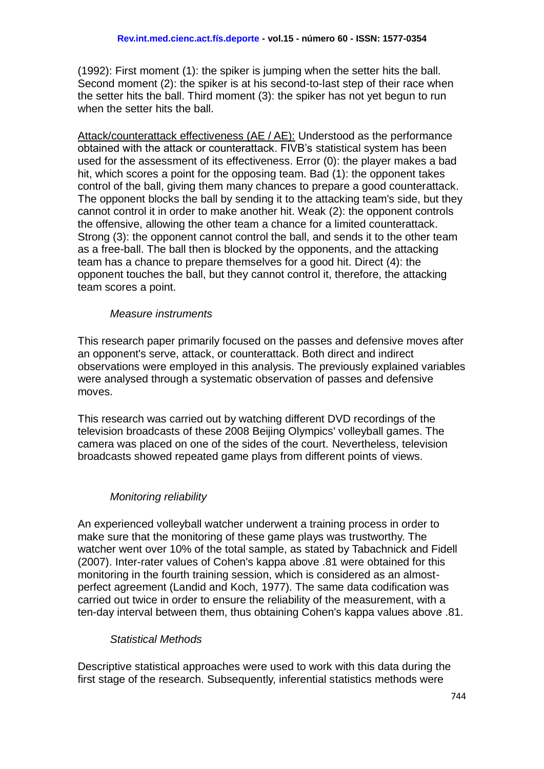(1992): First moment (1): the spiker is jumping when the setter hits the ball. Second moment (2): the spiker is at his second-to-last step of their race when the setter hits the ball. Third moment (3): the spiker has not yet begun to run when the setter hits the ball.

Attack/counterattack effectiveness (AE / AE): Understood as the performance obtained with the attack or counterattack. FIVB's statistical system has been used for the assessment of its effectiveness. Error (0): the player makes a bad hit, which scores a point for the opposing team. Bad (1): the opponent takes control of the ball, giving them many chances to prepare a good counterattack. The opponent blocks the ball by sending it to the attacking team's side, but they cannot control it in order to make another hit. Weak (2): the opponent controls the offensive, allowing the other team a chance for a limited counterattack. Strong (3): the opponent cannot control the ball, and sends it to the other team as a free-ball. The ball then is blocked by the opponents, and the attacking team has a chance to prepare themselves for a good hit. Direct (4): the opponent touches the ball, but they cannot control it, therefore, the attacking team scores a point.

*Measure instruments*

This research paper primarily focused on the passes and defensive moves after an opponent's serve, attack, or counterattack. Both direct and indirect observations were employed in this analysis. The previously explained variables were analysed through a systematic observation of passes and defensive moves.

This research was carried out by watching different DVD recordings of the television broadcasts of these 2008 Beijing Olympics' volleyball games. The camera was placed on one of the sides of the court. Nevertheless, television broadcasts showed repeated game plays from different points of views.

*Monitoring reliability*

An experienced volleyball watcher underwent a training process in order to make sure that the monitoring of these game plays was trustworthy. The watcher went over 10% of the total sample, as stated by Tabachnick and Fidell (2007). Inter-rater values of Cohen's kappa above .81 were obtained for this monitoring in the fourth training session, which is considered as an almost-perfect agreement (Landid and Koch, 1977). The same data codification was carried out twice in order to ensure the reliability of the measurement, with a ten-day interval between them, thus obtaining Cohen's kappa values above .81.

*Statistical Methods*

Descriptive statistical approaches were used to work with this data during the first stage of the research. Subsequently, inferential statistics methods were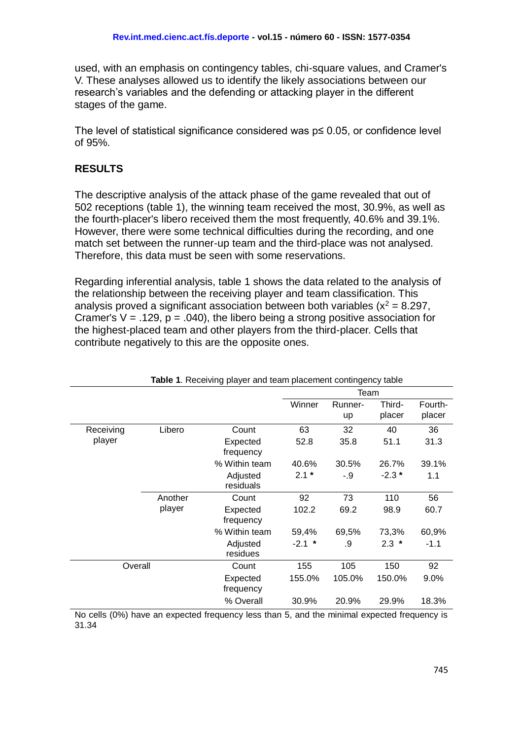used, with an emphasis on contingency tables, chi-square values, and Cramer's V. These analyses allowed us to identify the likely associations between our research's variables and the defending or attacking player in the different stages of the game.

The level of statistical significance considered was p≤ 0.05, or confidence level of 95%.

## RESULTS

The descriptive analysis of the attack phase of the game revealed that out of 502 receptions (table 1), the winning team received the most, 30.9%, as well as the fourth-placer's libero received them the most frequently, 40.6% and 39.1%. However, there were some technical difficulties during the recording, and one match set between the runner-up team and the third-place was not analysed. Therefore, this data must be seen with some reservations.

Regarding inferential analysis, table 1 shows the data related to the analysis of the relationship between the receiving player and team classification. This analysis proved a significant association between both variables ($x^2$ = 8.297, Cramer's V = .129, p = .040), the libero being a strong positive association for the highest-placed team and other players from the third-placer. Cells that contribute negatively to this are the opposite ones.

**Table 1**. Receiving player and team placement contingency table

| | | | Team | | | |
|---|---|---|---|---|---|---|
| | | | Winner | Runner-up | Third-placer | Fourth-placer |
| Receiving player | Libero | Count | 63 | 32 | 40 | 36 |
| | | Expected frequency | 52.8 | 35.8 | 51.1 | 31.3 |
| | | % Within team | 40.6% | 30.5% | 26.7% | 39.1% |
| | | Adjusted residuals | 2.1 * | -.9 | -2.3 * | 1.1 |
| | Another player | Count | 92 | 73 | 110 | 56 |
| | | Expected frequency | 102.2 | 69.2 | 98.9 | 60.7 |
| | | % Within team | 59,4% | 69,5% | 73,3% | 60,9% |
| | | Adjusted residues | -2.1 * | .9 | 2.3 * | -1.1 |
| Overall | | Count | 155 | 105 | 150 | 92 |
| | | Expected frequency | 155.0% | 105.0% | 150.0% | 9.0% |
| | | % Overall | 30.9% | 20.9% | 29.9% | 18.3% |

No cells (0%) have an expected frequency less than 5, and the minimal expected frequency is 31.34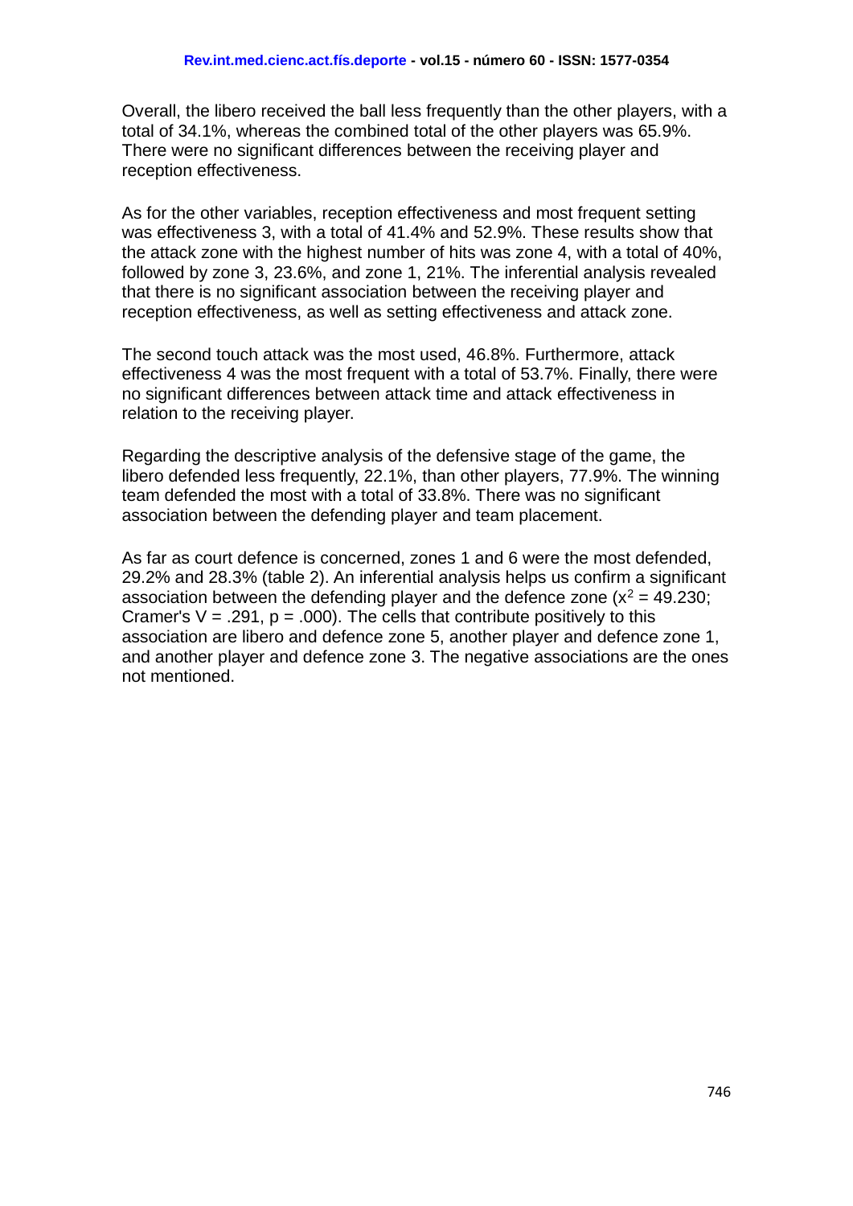Overall, the libero received the ball less frequently than the other players, with a total of 34.1%, whereas the combined total of the other players was 65.9%. There were no significant differences between the receiving player and reception effectiveness.

As for the other variables, reception effectiveness and most frequent setting was effectiveness 3, with a total of 41.4% and 52.9%. These results show that the attack zone with the highest number of hits was zone 4, with a total of 40%, followed by zone 3, 23.6%, and zone 1, 21%. The inferential analysis revealed that there is no significant association between the receiving player and reception effectiveness, as well as setting effectiveness and attack zone.

The second touch attack was the most used, 46.8%. Furthermore, attack effectiveness 4 was the most frequent with a total of 53.7%. Finally, there were no significant differences between attack time and attack effectiveness in relation to the receiving player.

Regarding the descriptive analysis of the defensive stage of the game, the libero defended less frequently, 22.1%, than other players, 77.9%. The winning team defended the most with a total of 33.8%. There was no significant association between the defending player and team placement.

As far as court defence is concerned, zones 1 and 6 were the most defended, 29.2% and 28.3% (table 2). An inferential analysis helps us confirm a significant association between the defending player and the defence zone ($x^2 = 49.230$; Cramer's $V = .291$, $p = .000$). The cells that contribute positively to this association are libero and defence zone 5, another player and defence zone 1, and another player and defence zone 3. The negative associations are the ones not mentioned.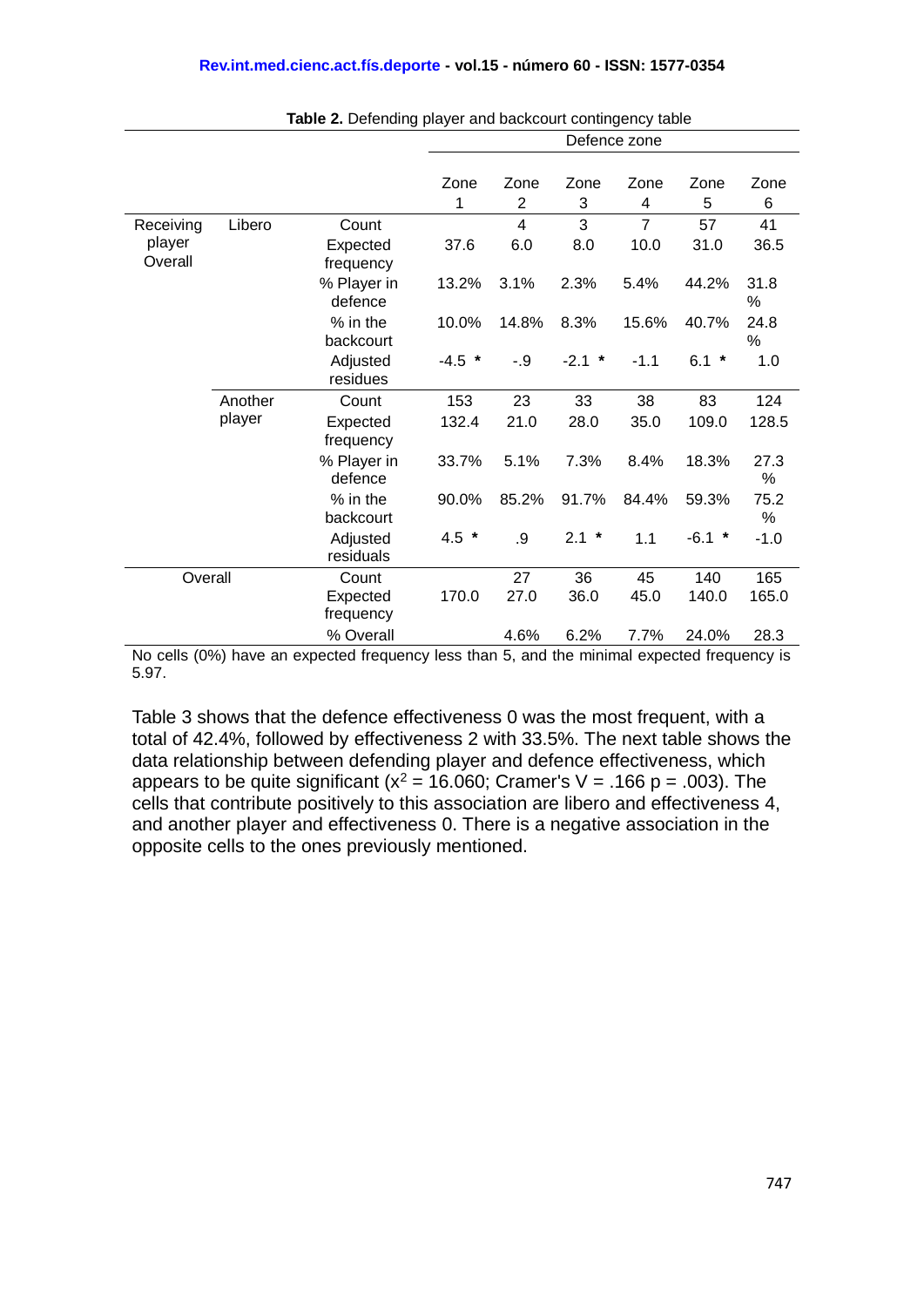**Table 2.** Defending player and backcourt contingency table

| | | | Defence zone | | | | | |
|---|---|---|---|---|---|---|---|---|
| | | | Zone 1 | Zone 2 | Zone 3 | Zone 4 | Zone 5 | Zone 6 |
| Receiving player Overall | Libero | Count | | 4 | 3 | 7 | 57 | 41 |
| | | Expected frequency | 37.6 | 6.0 | 8.0 | 10.0 | 31.0 | 36.5 |
| | | % Player in defence | 13.2% | 3.1% | 2.3% | 5.4% | 44.2% | 31.8 % |
| | | % in the backcourt | 10.0% | 14.8% | 8.3% | 15.6% | 40.7% | 24.8 % |
| | | Adjusted residues | -4.5 * | -.9 | -2.1 * | -1.1 | 6.1 * | 1.0 |
| | Another player | Count | 153 | 23 | 33 | 38 | 83 | 124 |
| | | Expected frequency | 132.4 | 21.0 | 28.0 | 35.0 | 109.0 | 128.5 |
| | | % Player in defence | 33.7% | 5.1% | 7.3% | 8.4% | 18.3% | 27.3 % |
| | | % in the backcourt | 90.0% | 85.2% | 91.7% | 84.4% | 59.3% | 75.2 % |
| | | Adjusted residuals | 4.5 * | .9 | 2.1 * | 1.1 | -6.1 * | -1.0 |
| Overall | | Count | | 27 | 36 | 45 | 140 | 165 |
| | | Expected frequency | 170.0 | 27.0 | 36.0 | 45.0 | 140.0 | 165.0 |
| | | % Overall | | 4.6% | 6.2% | 7.7% | 24.0% | 28.3 |

No cells (0%) have an expected frequency less than 5, and the minimal expected frequency is 5.97.

Table 3 shows that the defence effectiveness 0 was the most frequent, with a total of 42.4%, followed by effectiveness 2 with 33.5%. The next table shows the data relationship between defending player and defence effectiveness, which appears to be quite significant ($x^2 = 16.060$; Cramer's $V = .166$ $p = .003$). The cells that contribute positively to this association are libero and effectiveness 4, and another player and effectiveness 0. There is a negative association in the opposite cells to the ones previously mentioned.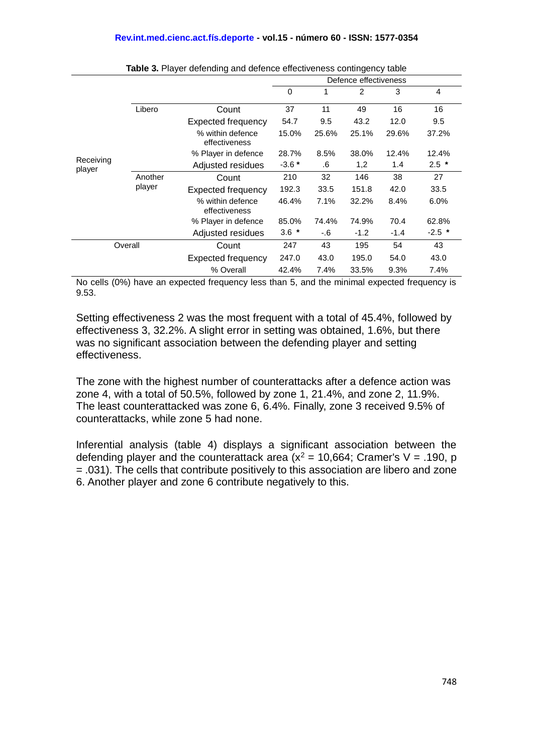**Table 3.** Player defending and defence effectiveness contingency table

| | | | Defence effectiveness | | | | |
|---|---|---|---|---|---|---|---|
| | | | 0 | 1 | 2 | 3 | 4 |
| Receiving player | Libero | Count | 37 | 11 | 49 | 16 | 16 |
| | | Expected frequency | 54.7 | 9.5 | 43.2 | 12.0 | 9.5 |
| | | % within defence effectiveness | 15.0% | 25.6% | 25.1% | 29.6% | 37.2% |
| | | % Player in defence | 28.7% | 8.5% | 38.0% | 12.4% | 12.4% |
| | | Adjusted residues | -3.6 * | .6 | 1,2 | 1.4 | 2.5 * |
| | Another player | Count | 210 | 32 | 146 | 38 | 27 |
| | | Expected frequency | 192.3 | 33.5 | 151.8 | 42.0 | 33.5 |
| | | % within defence effectiveness | 46.4% | 7.1% | 32.2% | 8.4% | 6.0% |
| | | % Player in defence | 85.0% | 74.4% | 74.9% | 70.4 | 62.8% |
| | | Adjusted residues | 3.6 * | -.6 | -1.2 | -1.4 | -2.5 * |
| Overall | | Count | 247 | 43 | 195 | 54 | 43 |
| | | Expected frequency | 247.0 | 43.0 | 195.0 | 54.0 | 43.0 |
| | | % Overall | 42.4% | 7.4% | 33.5% | 9.3% | 7.4% |

No cells (0%) have an expected frequency less than 5, and the minimal expected frequency is 9.53.

Setting effectiveness 2 was the most frequent with a total of 45.4%, followed by effectiveness 3, 32.2%. A slight error in setting was obtained, 1.6%, but there was no significant association between the defending player and setting effectiveness.

The zone with the highest number of counterattacks after a defence action was zone 4, with a total of 50.5%, followed by zone 1, 21.4%, and zone 2, 11.9%. The least counterattacked was zone 6, 6.4%. Finally, zone 3 received 9.5% of counterattacks, while zone 5 had none.

Inferential analysis (table 4) displays a significant association between the defending player and the counterattack area ($x^2$ = 10,664; Cramer's V = .190, p = .031). The cells that contribute positively to this association are libero and zone 6. Another player and zone 6 contribute negatively to this.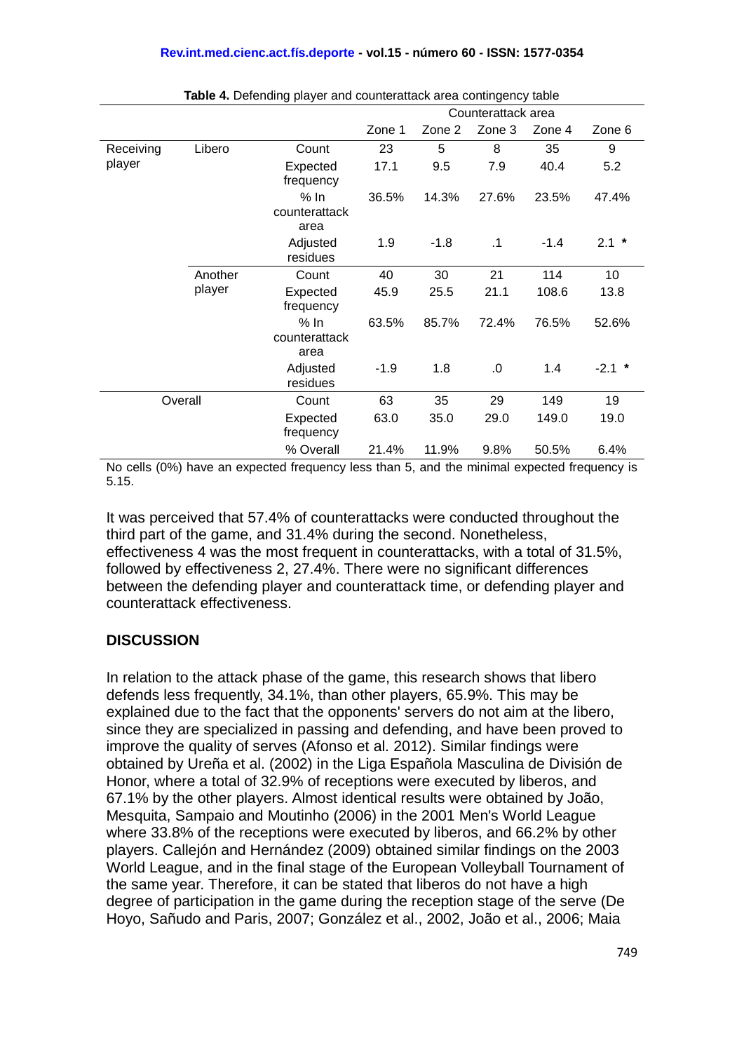**Table 4.** Defending player and counterattack area contingency table

| | | | Counterattack area | | | | |
|---|---|---|---|---|---|---|---|
| | | | Zone 1 | Zone 2 | Zone 3 | Zone 4 | Zone 6 |
| Receiving player | Libero | Count | 23 | 5 | 8 | 35 | 9 |
| | | Expected frequency | 17.1 | 9.5 | 7.9 | 40.4 | 5.2 |
| | | % In counterattack area | 36.5% | 14.3% | 27.6% | 23.5% | 47.4% |
| | | Adjusted residues | 1.9 | -1.8 | .1 | -1.4 | 2.1 * |
| | Another player | Count | 40 | 30 | 21 | 114 | 10 |
| | | Expected frequency | 45.9 | 25.5 | 21.1 | 108.6 | 13.8 |
| | | % In counterattack area | 63.5% | 85.7% | 72.4% | 76.5% | 52.6% |
| | | Adjusted residues | -1.9 | 1.8 | .0 | 1.4 | -2.1 * |
| Overall | | Count | 63 | 35 | 29 | 149 | 19 |
| | | Expected frequency | 63.0 | 35.0 | 29.0 | 149.0 | 19.0 |
| | | % Overall | 21.4% | 11.9% | 9.8% | 50.5% | 6.4% |

No cells (0%) have an expected frequency less than 5, and the minimal expected frequency is 5.15.

It was perceived that 57.4% of counterattacks were conducted throughout the third part of the game, and 31.4% during the second. Nonetheless, effectiveness 4 was the most frequent in counterattacks, with a total of 31.5%, followed by effectiveness 2, 27.4%. There were no significant differences between the defending player and counterattack time, or defending player and counterattack effectiveness.

## DISCUSSION

In relation to the attack phase of the game, this research shows that libero defends less frequently, 34.1%, than other players, 65.9%. This may be explained due to the fact that the opponents' servers do not aim at the libero, since they are specialized in passing and defending, and have been proved to improve the quality of serves (Afonso et al. 2012). Similar findings were obtained by Ureña et al. (2002) in the Liga Española Masculina de División de Honor, where a total of 32.9% of receptions were executed by liberos, and 67.1% by the other players. Almost identical results were obtained by João, Mesquita, Sampaio and Moutinho (2006) in the 2001 Men's World League where 33.8% of the receptions were executed by liberos, and 66.2% by other players. Callejón and Hernández (2009) obtained similar findings on the 2003 World League, and in the final stage of the European Volleyball Tournament of the same year. Therefore, it can be stated that liberos do not have a high degree of participation in the game during the reception stage of the serve (De Hoyo, Sañudo and Paris, 2007; González et al., 2002, João et al., 2006; Maia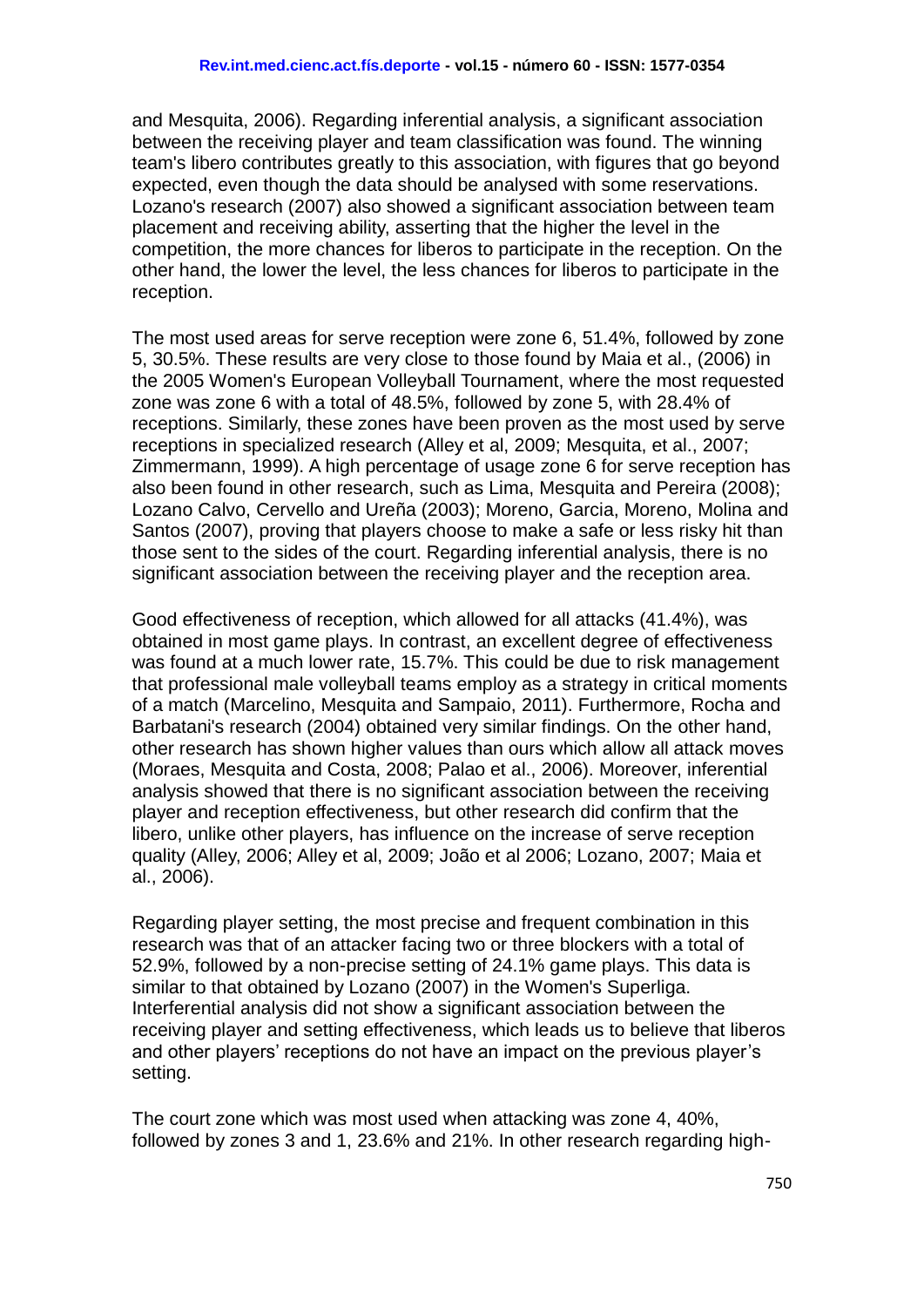and Mesquita, 2006). Regarding inferential analysis, a significant association between the receiving player and team classification was found. The winning team's libero contributes greatly to this association, with figures that go beyond expected, even though the data should be analysed with some reservations. Lozano's research (2007) also showed a significant association between team placement and receiving ability, asserting that the higher the level in the competition, the more chances for liberos to participate in the reception. On the other hand, the lower the level, the less chances for liberos to participate in the reception.

The most used areas for serve reception were zone 6, 51.4%, followed by zone 5, 30.5%. These results are very close to those found by Maia et al., (2006) in the 2005 Women's European Volleyball Tournament, where the most requested zone was zone 6 with a total of 48.5%, followed by zone 5, with 28.4% of receptions. Similarly, these zones have been proven as the most used by serve receptions in specialized research (Alley et al, 2009; Mesquita, et al., 2007; Zimmermann, 1999). A high percentage of usage zone 6 for serve reception has also been found in other research, such as Lima, Mesquita and Pereira (2008); Lozano Calvo, Cervello and Ureña (2003); Moreno, Garcia, Moreno, Molina and Santos (2007), proving that players choose to make a safe or less risky hit than those sent to the sides of the court. Regarding inferential analysis, there is no significant association between the receiving player and the reception area.

Good effectiveness of reception, which allowed for all attacks (41.4%), was obtained in most game plays. In contrast, an excellent degree of effectiveness was found at a much lower rate, 15.7%. This could be due to risk management that professional male volleyball teams employ as a strategy in critical moments of a match (Marcelino, Mesquita and Sampaio, 2011). Furthermore, Rocha and Barbatani's research (2004) obtained very similar findings. On the other hand, other research has shown higher values than ours which allow all attack moves (Moraes, Mesquita and Costa, 2008; Palao et al., 2006). Moreover, inferential analysis showed that there is no significant association between the receiving player and reception effectiveness, but other research did confirm that the libero, unlike other players, has influence on the increase of serve reception quality (Alley, 2006; Alley et al, 2009; João et al 2006; Lozano, 2007; Maia et al., 2006).

Regarding player setting, the most precise and frequent combination in this research was that of an attacker facing two or three blockers with a total of 52.9%, followed by a non-precise setting of 24.1% game plays. This data is similar to that obtained by Lozano (2007) in the Women's Superliga. Interferential analysis did not show a significant association between the receiving player and setting effectiveness, which leads us to believe that liberos and other players' receptions do not have an impact on the previous player's setting.

The court zone which was most used when attacking was zone 4, 40%, followed by zones 3 and 1, 23.6% and 21%. In other research regarding high-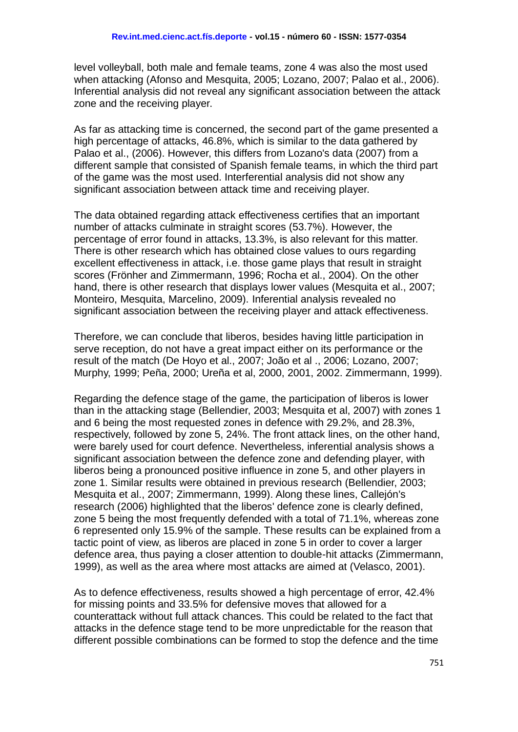level volleyball, both male and female teams, zone 4 was also the most used when attacking (Afonso and Mesquita, 2005; Lozano, 2007; Palao et al., 2006). Inferential analysis did not reveal any significant association between the attack zone and the receiving player.

As far as attacking time is concerned, the second part of the game presented a high percentage of attacks, 46.8%, which is similar to the data gathered by Palao et al., (2006). However, this differs from Lozano's data (2007) from a different sample that consisted of Spanish female teams, in which the third part of the game was the most used. Interferential analysis did not show any significant association between attack time and receiving player.

The data obtained regarding attack effectiveness certifies that an important number of attacks culminate in straight scores (53.7%). However, the percentage of error found in attacks, 13.3%, is also relevant for this matter. There is other research which has obtained close values to ours regarding excellent effectiveness in attack, i.e. those game plays that result in straight scores (Frönher and Zimmermann, 1996; Rocha et al., 2004). On the other hand, there is other research that displays lower values (Mesquita et al., 2007; Monteiro, Mesquita, Marcelino, 2009). Inferential analysis revealed no significant association between the receiving player and attack effectiveness.

Therefore, we can conclude that liberos, besides having little participation in serve reception, do not have a great impact either on its performance or the result of the match (De Hoyo et al., 2007; João et al ., 2006; Lozano, 2007; Murphy, 1999; Peña, 2000; Ureña et al, 2000, 2001, 2002. Zimmermann, 1999).

Regarding the defence stage of the game, the participation of liberos is lower than in the attacking stage (Bellendier, 2003; Mesquita et al, 2007) with zones 1 and 6 being the most requested zones in defence with 29.2%, and 28.3%, respectively, followed by zone 5, 24%. The front attack lines, on the other hand, were barely used for court defence. Nevertheless, inferential analysis shows a significant association between the defence zone and defending player, with liberos being a pronounced positive influence in zone 5, and other players in zone 1. Similar results were obtained in previous research (Bellendier, 2003; Mesquita et al., 2007; Zimmermann, 1999). Along these lines, Callejón's research (2006) highlighted that the liberos' defence zone is clearly defined, zone 5 being the most frequently defended with a total of 71.1%, whereas zone 6 represented only 15.9% of the sample. These results can be explained from a tactic point of view, as liberos are placed in zone 5 in order to cover a larger defence area, thus paying a closer attention to double-hit attacks (Zimmermann, 1999), as well as the area where most attacks are aimed at (Velasco, 2001).

As to defence effectiveness, results showed a high percentage of error, 42.4% for missing points and 33.5% for defensive moves that allowed for a counterattack without full attack chances. This could be related to the fact that attacks in the defence stage tend to be more unpredictable for the reason that different possible combinations can be formed to stop the defence and the time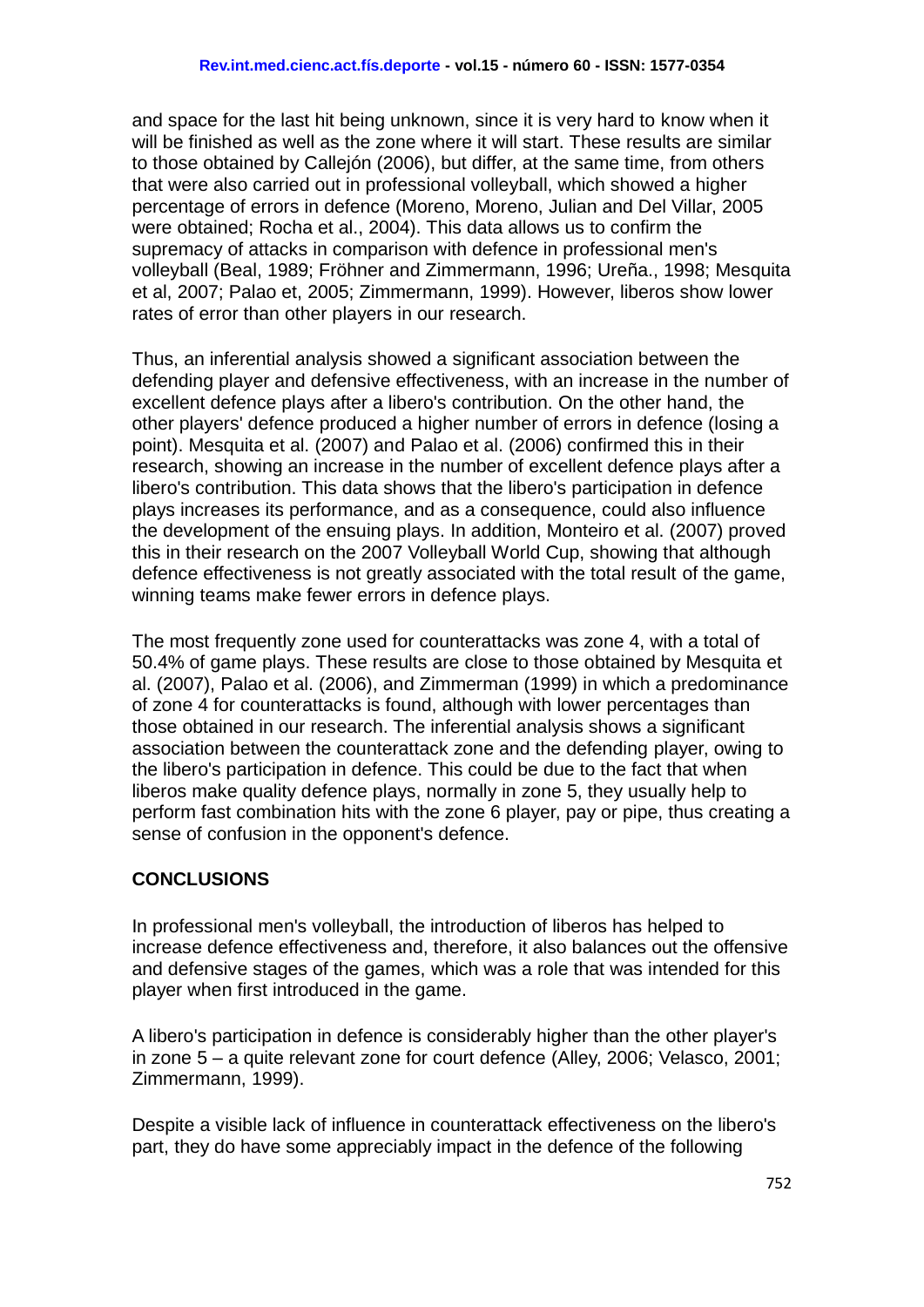and space for the last hit being unknown, since it is very hard to know when it will be finished as well as the zone where it will start. These results are similar to those obtained by Callejón (2006), but differ, at the same time, from others that were also carried out in professional volleyball, which showed a higher percentage of errors in defence (Moreno, Moreno, Julian and Del Villar, 2005 were obtained; Rocha et al., 2004). This data allows us to confirm the supremacy of attacks in comparison with defence in professional men's volleyball (Beal, 1989; Fröhner and Zimmermann, 1996; Ureña., 1998; Mesquita et al, 2007; Palao et, 2005; Zimmermann, 1999). However, liberos show lower rates of error than other players in our research.

Thus, an inferential analysis showed a significant association between the defending player and defensive effectiveness, with an increase in the number of excellent defence plays after a libero's contribution. On the other hand, the other players' defence produced a higher number of errors in defence (losing a point). Mesquita et al. (2007) and Palao et al. (2006) confirmed this in their research, showing an increase in the number of excellent defence plays after a libero's contribution. This data shows that the libero's participation in defence plays increases its performance, and as a consequence, could also influence the development of the ensuing plays. In addition, Monteiro et al. (2007) proved this in their research on the 2007 Volleyball World Cup, showing that although defence effectiveness is not greatly associated with the total result of the game, winning teams make fewer errors in defence plays.

The most frequently zone used for counterattacks was zone 4, with a total of 50.4% of game plays. These results are close to those obtained by Mesquita et al. (2007), Palao et al. (2006), and Zimmerman (1999) in which a predominance of zone 4 for counterattacks is found, although with lower percentages than those obtained in our research. The inferential analysis shows a significant association between the counterattack zone and the defending player, owing to the libero's participation in defence. This could be due to the fact that when liberos make quality defence plays, normally in zone 5, they usually help to perform fast combination hits with the zone 6 player, pay or pipe, thus creating a sense of confusion in the opponent's defence.

## CONCLUSIONS

In professional men's volleyball, the introduction of liberos has helped to increase defence effectiveness and, therefore, it also balances out the offensive and defensive stages of the games, which was a role that was intended for this player when first introduced in the game.

A libero's participation in defence is considerably higher than the other player's in zone 5 – a quite relevant zone for court defence (Alley, 2006; Velasco, 2001; Zimmermann, 1999).

Despite a visible lack of influence in counterattack effectiveness on the libero's part, they do have some appreciably impact in the defence of the following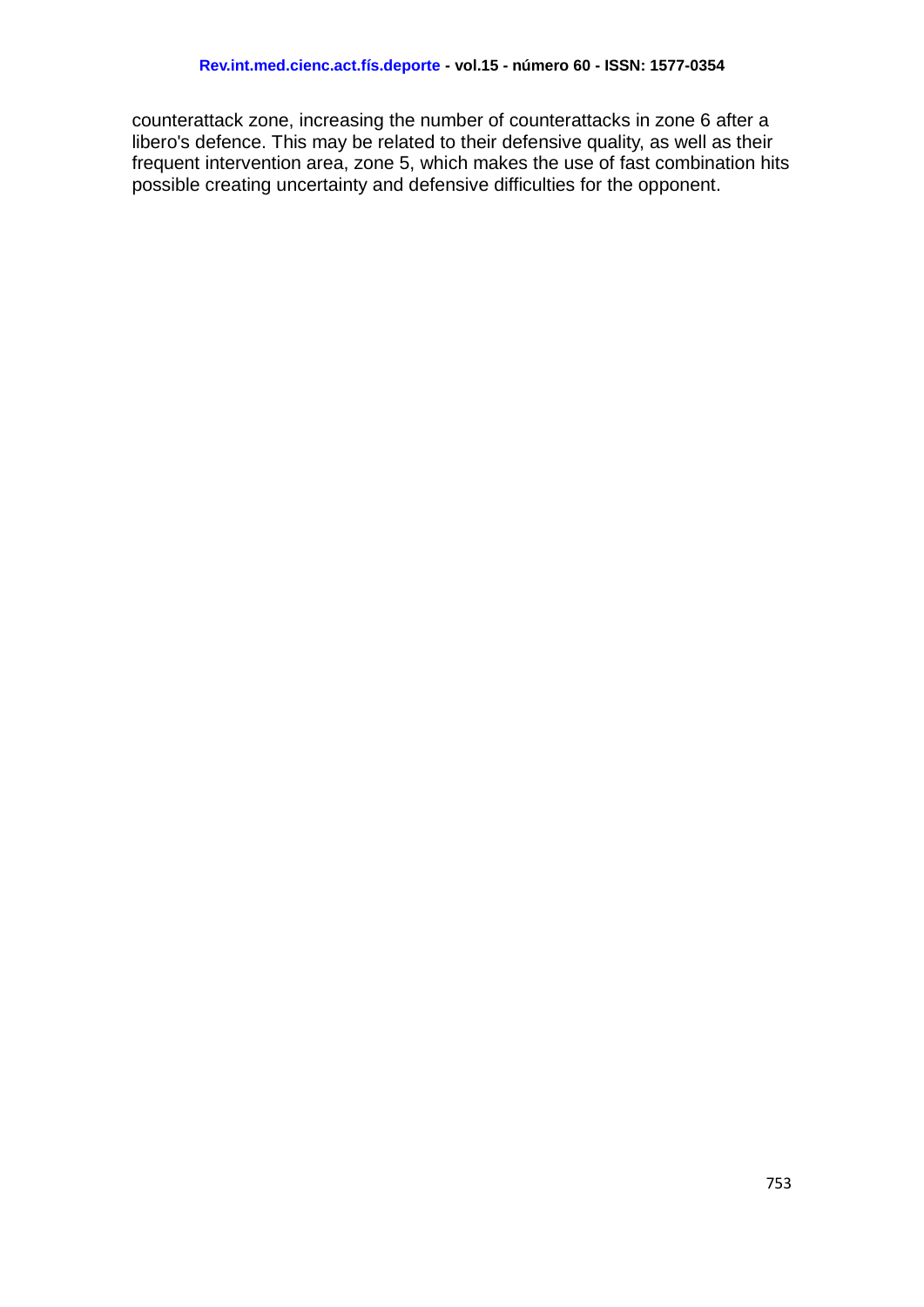counterattack zone, increasing the number of counterattacks in zone 6 after a libero's defence. This may be related to their defensive quality, as well as their frequent intervention area, zone 5, which makes the use of fast combination hits possible creating uncertainty and defensive difficulties for the opponent.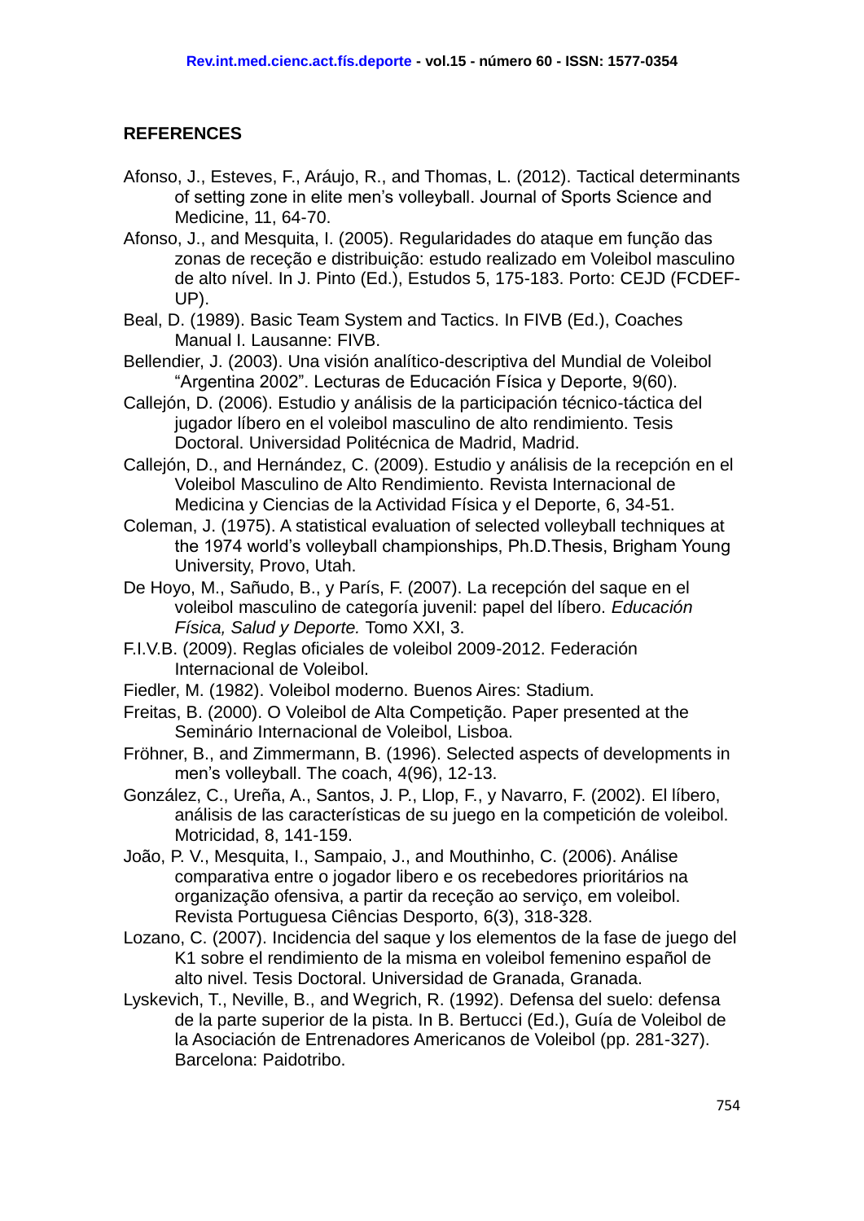## REFERENCES

Afonso, J., Esteves, F., Aráujo, R., and Thomas, L. (2012). Tactical determinants of setting zone in elite men's volleyball. Journal of Sports Science and Medicine, 11, 64-70.

Afonso, J., and Mesquita, I. (2005). Regularidades do ataque em função das zonas de receção e distribuição: estudo realizado em Voleibol masculino de alto nível. In J. Pinto (Ed.), Estudos 5, 175-183. Porto: CEJD (FCDEF-UP).

Beal, D. (1989). Basic Team System and Tactics. In FIVB (Ed.), Coaches Manual I. Lausanne: FIVB.

Bellendier, J. (2003). Una visión analítico-descriptiva del Mundial de Voleibol "Argentina 2002". Lecturas de Educación Física y Deporte, 9(60).

Callejón, D. (2006). Estudio y análisis de la participación técnico-táctica del jugador líbero en el voleibol masculino de alto rendimiento. Tesis Doctoral. Universidad Politécnica de Madrid, Madrid.

Callejón, D., and Hernández, C. (2009). Estudio y análisis de la recepción en el Voleibol Masculino de Alto Rendimiento. Revista Internacional de Medicina y Ciencias de la Actividad Física y el Deporte, 6, 34-51.

Coleman, J. (1975). A statistical evaluation of selected volleyball techniques at the 1974 world's volleyball championships, Ph.D.Thesis, Brigham Young University, Provo, Utah.

De Hoyo, M., Sañudo, B., y París, F. (2007). La recepción del saque en el voleibol masculino de categoría juvenil: papel del líbero. *Educación Física, Salud y Deporte.* Tomo XXI, 3.

F.I.V.B. (2009). Reglas oficiales de voleibol 2009-2012. Federación Internacional de Voleibol.

Fiedler, M. (1982). Voleibol moderno. Buenos Aires: Stadium.

Freitas, B. (2000). O Voleibol de Alta Competição. Paper presented at the Seminário Internacional de Voleibol, Lisboa.

Fröhner, B., and Zimmermann, B. (1996). Selected aspects of developments in men's volleyball. The coach, 4(96), 12-13.

González, C., Ureña, A., Santos, J. P., Llop, F., y Navarro, F. (2002). El líbero, análisis de las características de su juego en la competición de voleibol. Motricidad, 8, 141-159.

João, P. V., Mesquita, I., Sampaio, J., and Mouthinho, C. (2006). Análise comparativa entre o jogador libero e os recebedores prioritários na organização ofensiva, a partir da receção ao serviço, em voleibol. Revista Portuguesa Ciências Desporto, 6(3), 318-328.

Lozano, C. (2007). Incidencia del saque y los elementos de la fase de juego del K1 sobre el rendimiento de la misma en voleibol femenino español de alto nivel. Tesis Doctoral. Universidad de Granada, Granada.

Lyskevich, T., Neville, B., and Wegrich, R. (1992). Defensa del suelo: defensa de la parte superior de la pista. In B. Bertucci (Ed.), Guía de Voleibol de la Asociación de Entrenadores Americanos de Voleibol (pp. 281-327). Barcelona: Paidotribo.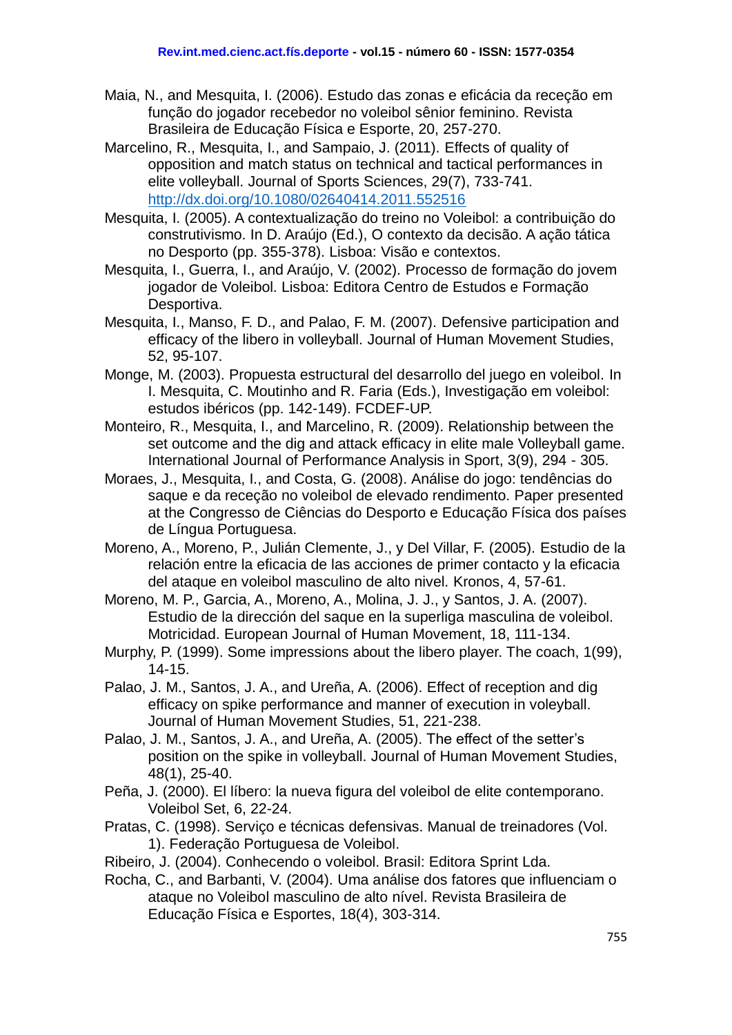Maia, N., and Mesquita, I. (2006). Estudo das zonas e eficácia da receção em função do jogador recebedor no voleibol sênior feminino. Revista Brasileira de Educação Física e Esporte, 20, 257-270.

Marcelino, R., Mesquita, I., and Sampaio, J. (2011). Effects of quality of opposition and match status on technical and tactical performances in elite volleyball. Journal of Sports Sciences, 29(7), 733-741. http://dx.doi.org/10.1080/02640414.2011.552516

Mesquita, I. (2005). A contextualização do treino no Voleibol: a contribuição do construtivismo. In D. Araújo (Ed.), O contexto da decisão. A ação tática no Desporto (pp. 355-378). Lisboa: Visão e contextos.

Mesquita, I., Guerra, I., and Araújo, V. (2002). Processo de formação do jovem jogador de Voleibol. Lisboa: Editora Centro de Estudos e Formação Desportiva.

Mesquita, I., Manso, F. D., and Palao, F. M. (2007). Defensive participation and efficacy of the libero in volleyball. Journal of Human Movement Studies, 52, 95-107.

Monge, M. (2003). Propuesta estructural del desarrollo del juego en voleibol. In I. Mesquita, C. Moutinho and R. Faria (Eds.), Investigação em voleibol: estudos ibéricos (pp. 142-149). FCDEF-UP.

Monteiro, R., Mesquita, I., and Marcelino, R. (2009). Relationship between the set outcome and the dig and attack efficacy in elite male Volleyball game. International Journal of Performance Analysis in Sport, 3(9), 294 - 305.

Moraes, J., Mesquita, I., and Costa, G. (2008). Análise do jogo: tendências do saque e da receção no voleibol de elevado rendimento. Paper presented at the Congresso de Ciências do Desporto e Educação Física dos países de Língua Portuguesa.

Moreno, A., Moreno, P., Julián Clemente, J., y Del Villar, F. (2005). Estudio de la relación entre la eficacia de las acciones de primer contacto y la eficacia del ataque en voleibol masculino de alto nivel. Kronos, 4, 57-61.

Moreno, M. P., Garcia, A., Moreno, A., Molina, J. J., y Santos, J. A. (2007). Estudio de la dirección del saque en la superliga masculina de voleibol. Motricidad. European Journal of Human Movement, 18, 111-134.

Murphy, P. (1999). Some impressions about the libero player. The coach, 1(99), 14-15.

Palao, J. M., Santos, J. A., and Ureña, A. (2006). Effect of reception and dig efficacy on spike performance and manner of execution in voleyball. Journal of Human Movement Studies, 51, 221-238.

Palao, J. M., Santos, J. A., and Ureña, A. (2005). The effect of the setter's position on the spike in volleyball. Journal of Human Movement Studies, 48(1), 25-40.

Peña, J. (2000). El líbero: la nueva figura del voleibol de elite contemporano. Voleibol Set, 6, 22-24.

Pratas, C. (1998). Serviço e técnicas defensivas. Manual de treinadores (Vol. 1). Federação Portuguesa de Voleibol.

Ribeiro, J. (2004). Conhecendo o voleibol. Brasil: Editora Sprint Lda.

Rocha, C., and Barbanti, V. (2004). Uma análise dos fatores que influenciam o ataque no Voleibol masculino de alto nível. Revista Brasileira de Educação Física e Esportes, 18(4), 303-314.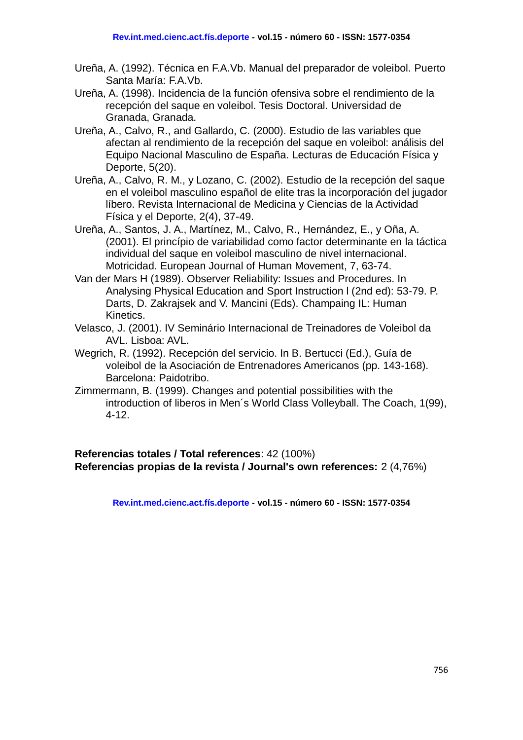Ureña, A. (1992). Técnica en F.A.Vb. Manual del preparador de voleibol. Puerto Santa María: F.A.Vb.

Ureña, A. (1998). Incidencia de la función ofensiva sobre el rendimiento de la recepción del saque en voleibol. Tesis Doctoral. Universidad de Granada, Granada.

Ureña, A., Calvo, R., and Gallardo, C. (2000). Estudio de las variables que afectan al rendimiento de la recepción del saque en voleibol: análisis del Equipo Nacional Masculino de España. Lecturas de Educación Física y Deporte, 5(20).

Ureña, A., Calvo, R. M., y Lozano, C. (2002). Estudio de la recepción del saque en el voleibol masculino español de elite tras la incorporación del jugador líbero. Revista Internacional de Medicina y Ciencias de la Actividad Física y el Deporte, 2(4), 37-49.

Ureña, A., Santos, J. A., Martínez, M., Calvo, R., Hernández, E., y Oña, A. (2001). El princípio de variabilidad como factor determinante en la táctica individual del saque en voleibol masculino de nivel internacional. Motricidad. European Journal of Human Movement, 7, 63-74.

Van der Mars H (1989). Observer Reliability: Issues and Procedures. In Analysing Physical Education and Sport Instruction l (2nd ed): 53-79. P. Darts, D. Zakrajsek and V. Mancini (Eds). Champaing IL: Human Kinetics.

Velasco, J. (2001). IV Seminário Internacional de Treinadores de Voleibol da AVL. Lisboa: AVL.

Wegrich, R. (1992). Recepción del servicio. In B. Bertucci (Ed.), Guía de voleibol de la Asociación de Entrenadores Americanos (pp. 143-168). Barcelona: Paidotribo.

Zimmermann, B. (1999). Changes and potential possibilities with the introduction of liberos in Men´s World Class Volleyball. The Coach, 1(99), 4-12.

**Referencias totales / Total references**: 42 (100%)
**Referencias propias de la revista / Journal's own references:** 2 (4,76%)